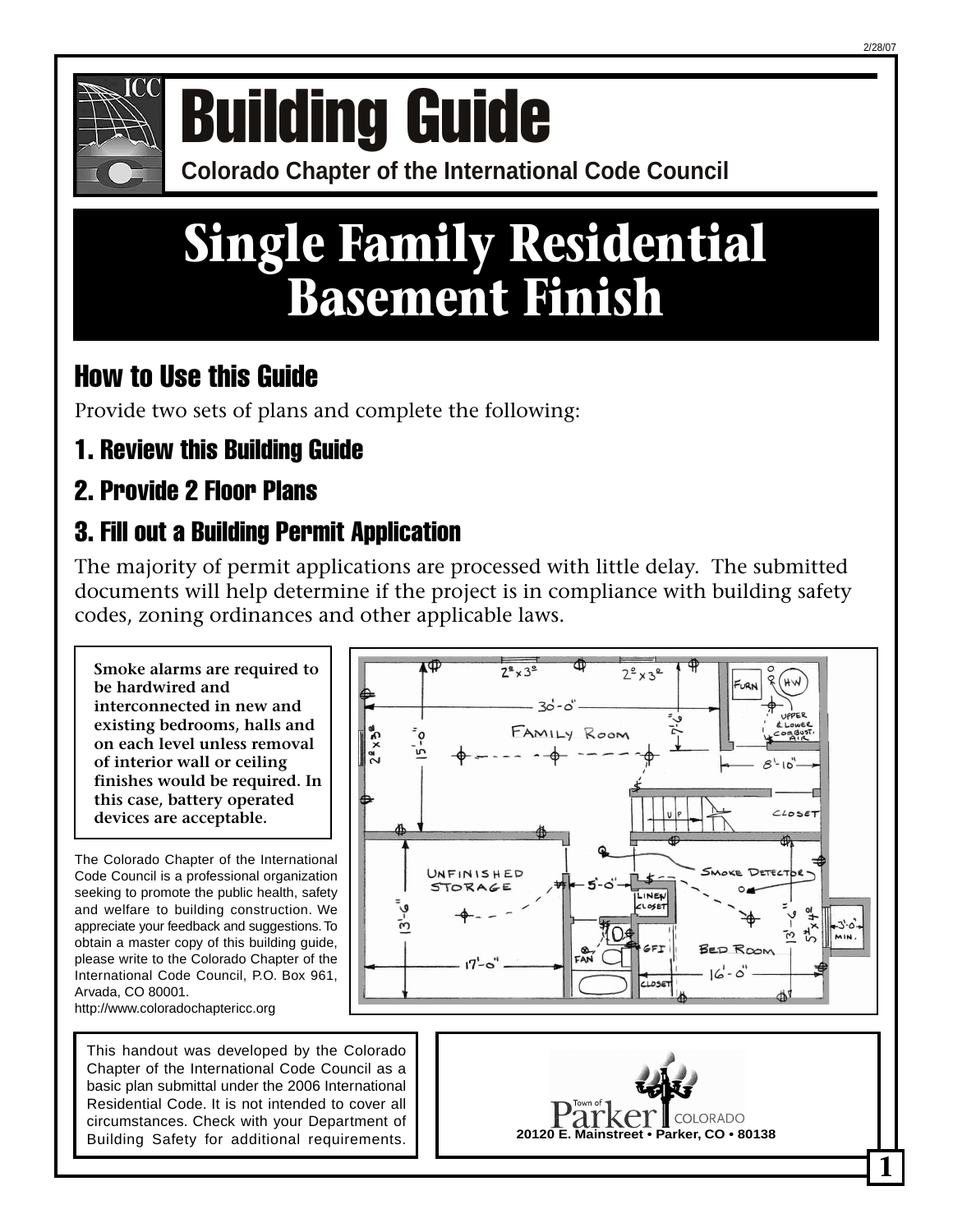# Building Guide

**Colorado Chapter of the International Code Council**

# Single Family Residential Basement Finish

## How to Use this Guide

Provide two sets of plans and complete the following:

### 1. Review this Building Guide

### 2. Provide 2 Floor Plans

### 3. Fill out a Building Permit Application

The majority of permit applications are processed with little delay. The submitted documents will help determine if the project is in compliance with building safety codes, zoning ordinances and other applicable laws.

**Smoke alarms are required to be hardwired and interconnected in new and existing bedrooms, halls and on each level unless removal of interior wall or ceiling finishes would be required. In this case, battery operated devices are acceptable.**

The Colorado Chapter of the International Code Council is a professional organization seeking to promote the public health, safety and welfare to building construction. We appreciate your feedback and suggestions. To obtain a master copy of this building guide, please write to the Colorado Chapter of the International Code Council, P.O. Box 961, Arvada, CO 80001.
http://www.coloradochaptericc.org

This handout was developed by the Colorado Chapter of the International Code Council as a basic plan submittal under the 2006 International Residential Code. It is not intended to cover all circumstances. Check with your Department of Building Safety for additional requirements.

Town of Parker COLORADO
20120 E. Mainstreet • Parker, CO • 80138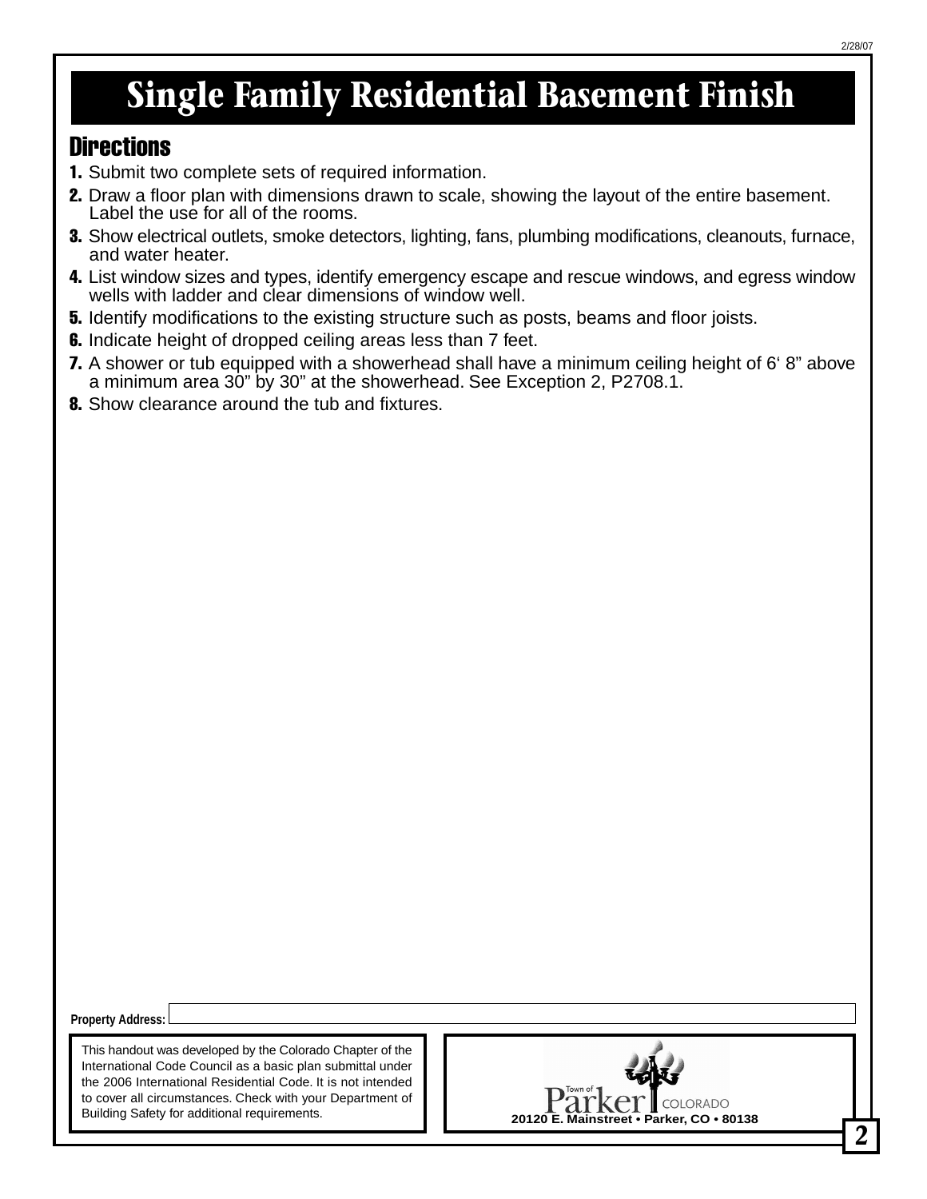# Single Family Residential Basement Finish

## Directions

1. Submit two complete sets of required information.
2. Draw a floor plan with dimensions drawn to scale, showing the layout of the entire basement. Label the use for all of the rooms.
3. Show electrical outlets, smoke detectors, lighting, fans, plumbing modifications, cleanouts, furnace, and water heater.
4. List window sizes and types, identify emergency escape and rescue windows, and egress window wells with ladder and clear dimensions of window well.
5. Identify modifications to the existing structure such as posts, beams and floor joists.
6. Indicate height of dropped ceiling areas less than 7 feet.
7. A shower or tub equipped with a showerhead shall have a minimum ceiling height of 6' 8" above a minimum area 30" by 30" at the showerhead. See Exception 2, P2708.1.
8. Show clearance around the tub and fixtures.

**Property Address:** ______________________________

This handout was developed by the Colorado Chapter of the International Code Council as a basic plan submittal under the 2006 International Residential Code. It is not intended to cover all circumstances. Check with your Department of Building Safety for additional requirements.

Town of Parker COLORADO
20120 E. Mainstreet • Parker, CO • 80138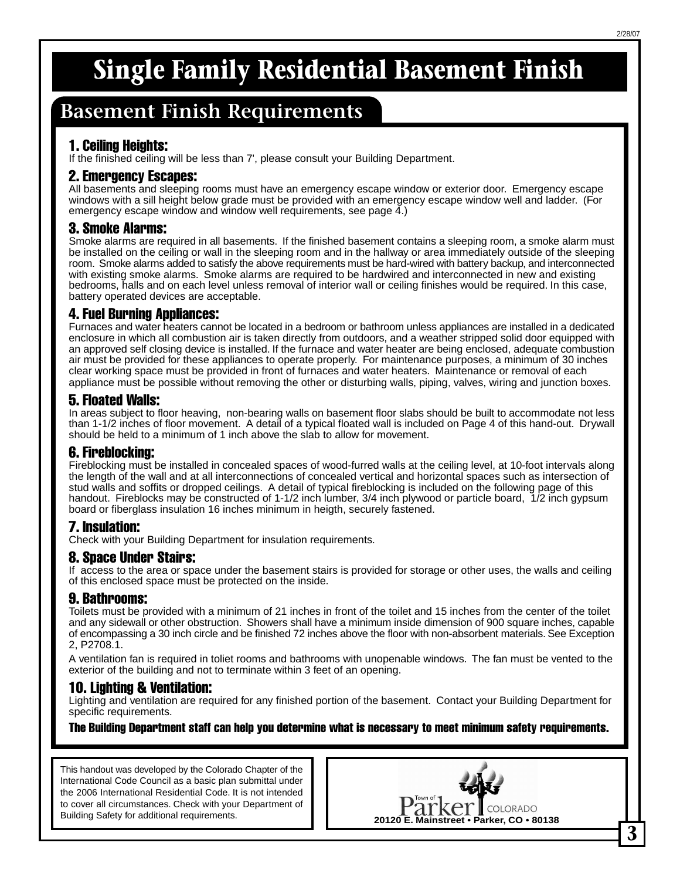# Single Family Residential Basement Finish

## Basement Finish Requirements

### 1. Ceiling Heights:

If the finished ceiling will be less than 7', please consult your Building Department.

### 2. Emergency Escapes:

All basements and sleeping rooms must have an emergency escape window or exterior door. Emergency escape windows with a sill height below grade must be provided with an emergency escape window well and ladder. (For emergency escape window and window well requirements, see page 4.)

### 3. Smoke Alarms:

Smoke alarms are required in all basements. If the finished basement contains a sleeping room, a smoke alarm must be installed on the ceiling or wall in the sleeping room and in the hallway or area immediately outside of the sleeping room. Smoke alarms added to satisfy the above requirements must be hard-wired with battery backup, and interconnected with existing smoke alarms. Smoke alarms are required to be hardwired and interconnected in new and existing bedrooms, halls and on each level unless removal of interior wall or ceiling finishes would be required. In this case, battery operated devices are acceptable.

### 4. Fuel Burning Appliances:

Furnaces and water heaters cannot be located in a bedroom or bathroom unless appliances are installed in a dedicated enclosure in which all combustion air is taken directly from outdoors, and a weather stripped solid door equipped with an approved self closing device is installed. If the furnace and water heater are being enclosed, adequate combustion air must be provided for these appliances to operate properly. For maintenance purposes, a minimum of 30 inches clear working space must be provided in front of furnaces and water heaters. Maintenance or removal of each appliance must be possible without removing the other or disturbing walls, piping, valves, wiring and junction boxes.

### 5. Floated Walls:

In areas subject to floor heaving, non-bearing walls on basement floor slabs should be built to accommodate not less than 1-1/2 inches of floor movement. A detail of a typical floated wall is included on Page 4 of this hand-out. Drywall should be held to a minimum of 1 inch above the slab to allow for movement.

### 6. Fireblocking:

Fireblocking must be installed in concealed spaces of wood-furred walls at the ceiling level, at 10-foot intervals along the length of the wall and at all interconnections of concealed vertical and horizontal spaces such as intersection of stud walls and soffits or dropped ceilings. A detail of typical fireblocking is included on the following page of this handout. Fireblocks may be constructed of 1-1/2 inch lumber, 3/4 inch plywood or particle board, 1/2 inch gypsum board or fiberglass insulation 16 inches minimum in heigth, securely fastened.

### 7. Insulation:

Check with your Building Department for insulation requirements.

### 8. Space Under Stairs:

If access to the area or space under the basement stairs is provided for storage or other uses, the walls and ceiling of this enclosed space must be protected on the inside.

### 9. Bathrooms:

Toilets must be provided with a minimum of 21 inches in front of the toilet and 15 inches from the center of the toilet and any sidewall or other obstruction. Showers shall have a minimum inside dimension of 900 square inches, capable of encompassing a 30 inch circle and be finished 72 inches above the floor with non-absorbent materials. See Exception 2, P2708.1.

A ventilation fan is required in toliet rooms and bathrooms with unopenable windows. The fan must be vented to the exterior of the building and not to terminate within 3 feet of an opening.

### 10. Lighting & Ventilation:

Lighting and ventilation are required for any finished portion of the basement. Contact your Building Department for specific requirements.

**The Building Department staff can help you determine what is necessary to meet minimum safety requirements.**

This handout was developed by the Colorado Chapter of the International Code Council as a basic plan submittal under the 2006 International Residential Code. It is not intended to cover all circumstances. Check with your Department of Building Safety for additional requirements.

Town of Parker COLORADO

20120 E. Mainstreet • Parker, CO • 80138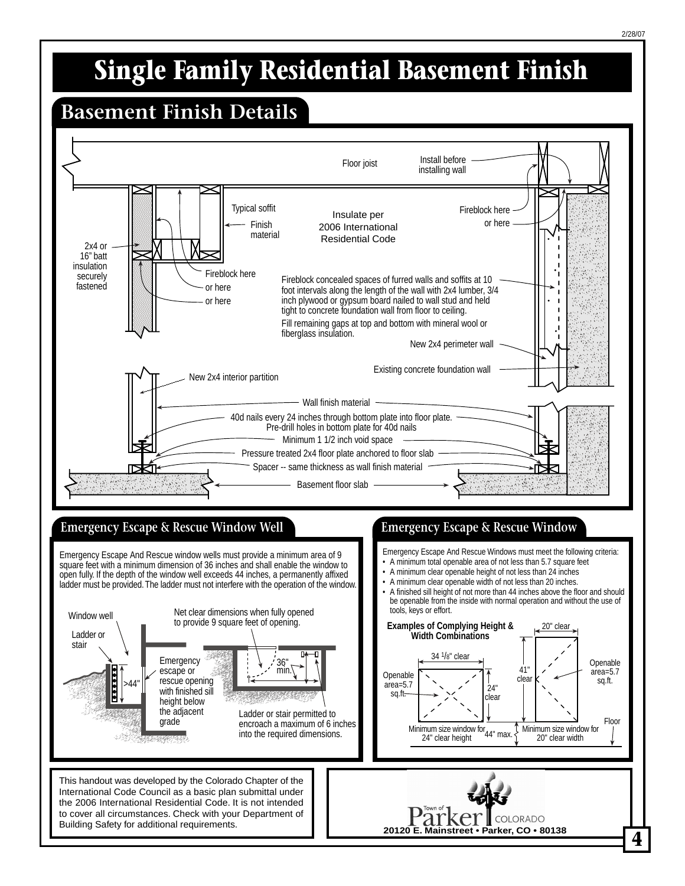# Single Family Residential Basement Finish

## Basement Finish Details

Floor joist

Install before installing wall

Typical soffit

Finish material

Insulate per 2006 International Residential Code

Fireblock here

or here

2x4 or 16" batt insulation securely fastened

Fireblock here

or here

or here

Fireblock concealed spaces of furred walls and soffits at 10 foot intervals along the length of the wall with 2x4 lumber, 3/4 inch plywood or gypsum board nailed to wall stud and held tight to concrete foundation wall from floor to ceiling.

Fill remaining gaps at top and bottom with mineral wool or fiberglass insulation.

New 2x4 perimeter wall

Existing concrete foundation wall

New 2x4 interior partition

Wall finish material

40d nails every 24 inches through bottom plate into floor plate. Pre-drill holes in bottom plate for 40d nails

Minimum 1 1/2 inch void space

Pressure treated 2x4 floor plate anchored to floor slab

Spacer -- same thickness as wall finish material

Basement floor slab

## Emergency Escape & Rescue Window Well

Emergency Escape And Rescue window wells must provide a minimum area of 9 square feet with a minimum dimension of 36 inches and shall enable the window to open fully. If the depth of the window well exceeds 44 inches, a permanently affixed ladder must be provided. The ladder must not interfere with the operation of the window.

Window well

Ladder or stair

>44"

Emergency escape or rescue opening with finished sill height below the adjacent grade

Net clear dimensions when fully opened to provide 9 square feet of opening.

36" min.

Ladder or stair permitted to encroach a maximum of 6 inches into the required dimensions.

## Emergency Escape & Rescue Window

Emergency Escape And Rescue Windows must meet the following criteria:

- A minimum total openable area of not less than 5.7 square feet
- A minimum clear openable height of not less than 24 inches
- A minimum clear openable width of not less than 20 inches.
- A finished sill height of not more than 44 inches above the floor and should be openable from the inside with normal operation and without the use of tools, keys or effort.

**Examples of Complying Height & Width Combinations**

34 1/8" clear

Openable area=5.7 sq.ft.

24" clear

20" clear

41" clear

Openable area=5.7 sq.ft.

Floor

Minimum size window for 24" clear height

44" max.

Minimum size window for 20" clear width

This handout was developed by the Colorado Chapter of the International Code Council as a basic plan submittal under the 2006 International Residential Code. It is not intended to cover all circumstances. Check with your Department of Building Safety for additional requirements.

Town of Parker COLORADO

20120 E. Mainstreet • Parker, CO • 80138